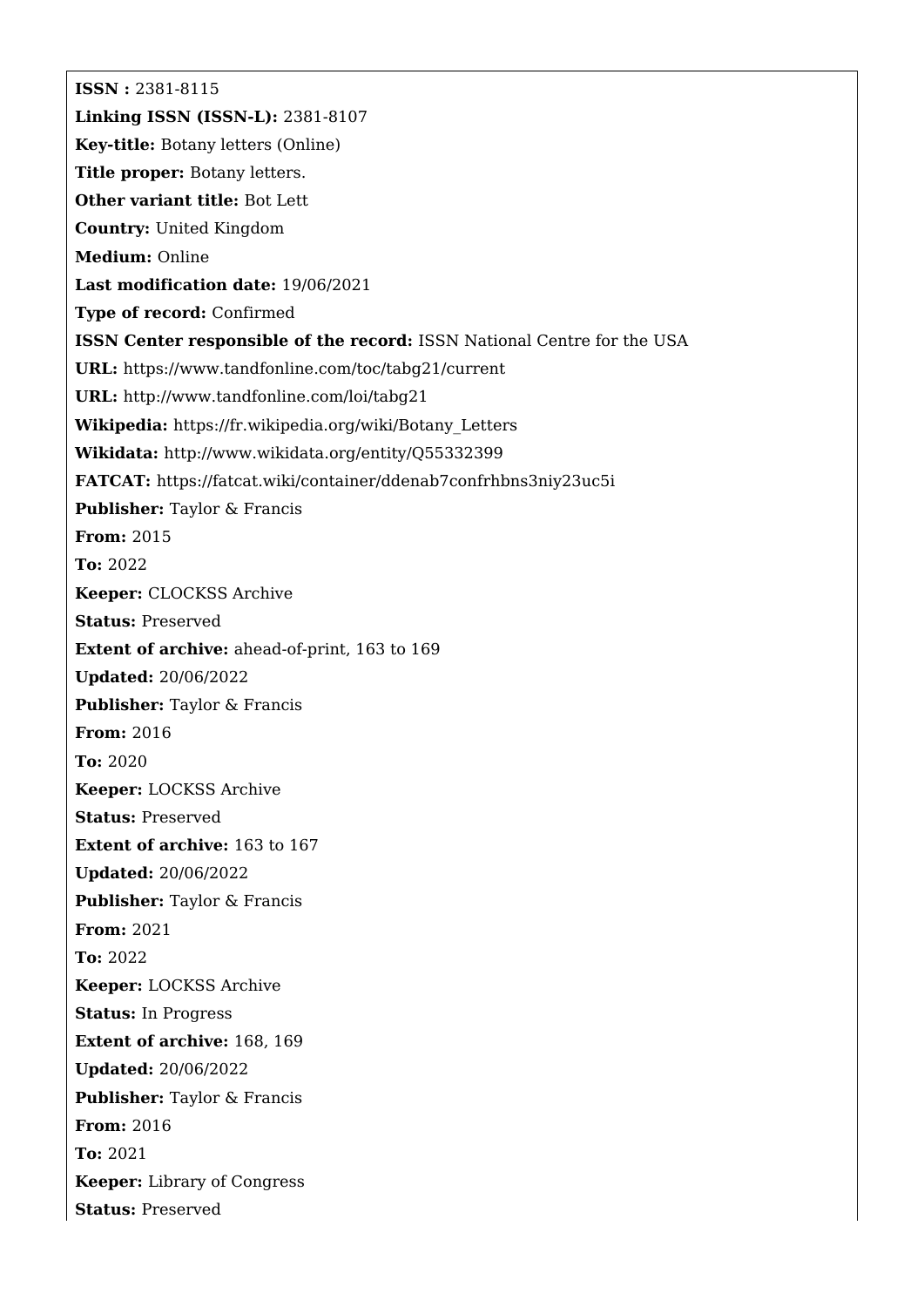**ISSN :** 2381-8115

**Linking ISSN (ISSN-L):** 2381-8107

**Key-title:** Botany letters (Online)

**Title proper:** Botany letters.

**Other variant title:** Bot Lett

**Country:** United Kingdom

**Medium:** Online

**Last modification date:** 19/06/2021

**Type of record:** Confirmed

**ISSN Center responsible of the record:** ISSN National Centre for the USA

**URL:** https://www.tandfonline.com/toc/tabg21/current

**URL:** http://www.tandfonline.com/loi/tabg21

**Wikipedia:** https://fr.wikipedia.org/wiki/Botany_Letters

**Wikidata:** http://www.wikidata.org/entity/Q55332399

**FATCAT:** https://fatcat.wiki/container/ddenab7confrhbns3niy23uc5i

**Publisher:** Taylor & Francis

**From:** 2015

**To:** 2022

**Keeper:** CLOCKSS Archive

**Status:** Preserved

**Extent of archive:** ahead-of-print, 163 to 169

**Updated:** 20/06/2022

**Publisher:** Taylor & Francis

**From:** 2016

**To:** 2020

**Keeper:** LOCKSS Archive

**Status:** Preserved

**Extent of archive:** 163 to 167

**Updated:** 20/06/2022

**Publisher:** Taylor & Francis

**From:** 2021

**To:** 2022

**Keeper:** LOCKSS Archive

**Status:** In Progress

**Extent of archive:** 168, 169

**Updated:** 20/06/2022

**Publisher:** Taylor & Francis

**From:** 2016

**To:** 2021

**Keeper:** Library of Congress

**Status:** Preserved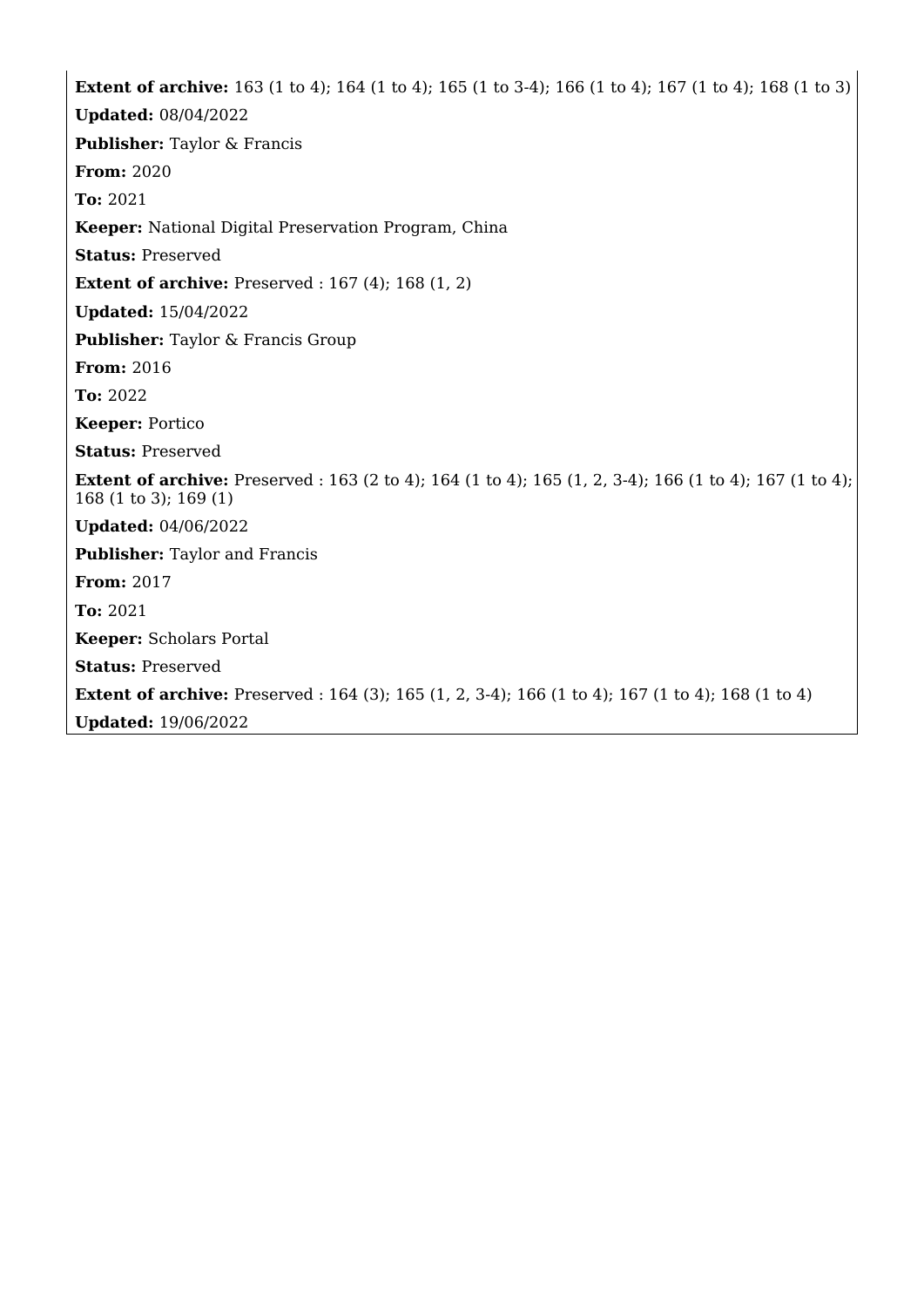**Extent of archive:** 163 (1 to 4); 164 (1 to 4); 165 (1 to 3-4); 166 (1 to 4); 167 (1 to 4); 168 (1 to 3)

**Updated:** 08/04/2022

**Publisher:** Taylor & Francis

**From:** 2020

**To:** 2021

**Keeper:** National Digital Preservation Program, China

**Status:** Preserved

**Extent of archive:** Preserved : 167 (4); 168 (1, 2)

**Updated:** 15/04/2022

**Publisher:** Taylor & Francis Group

**From:** 2016

**To:** 2022

**Keeper:** Portico

**Status:** Preserved

**Extent of archive:** Preserved : 163 (2 to 4); 164 (1 to 4); 165 (1, 2, 3-4); 166 (1 to 4); 167 (1 to 4); 168 (1 to 3); 169 (1)

**Updated:** 04/06/2022

**Publisher:** Taylor and Francis

**From:** 2017

**To:** 2021

**Keeper:** Scholars Portal

**Status:** Preserved

**Extent of archive:** Preserved : 164 (3); 165 (1, 2, 3-4); 166 (1 to 4); 167 (1 to 4); 168 (1 to 4)

**Updated:** 19/06/2022